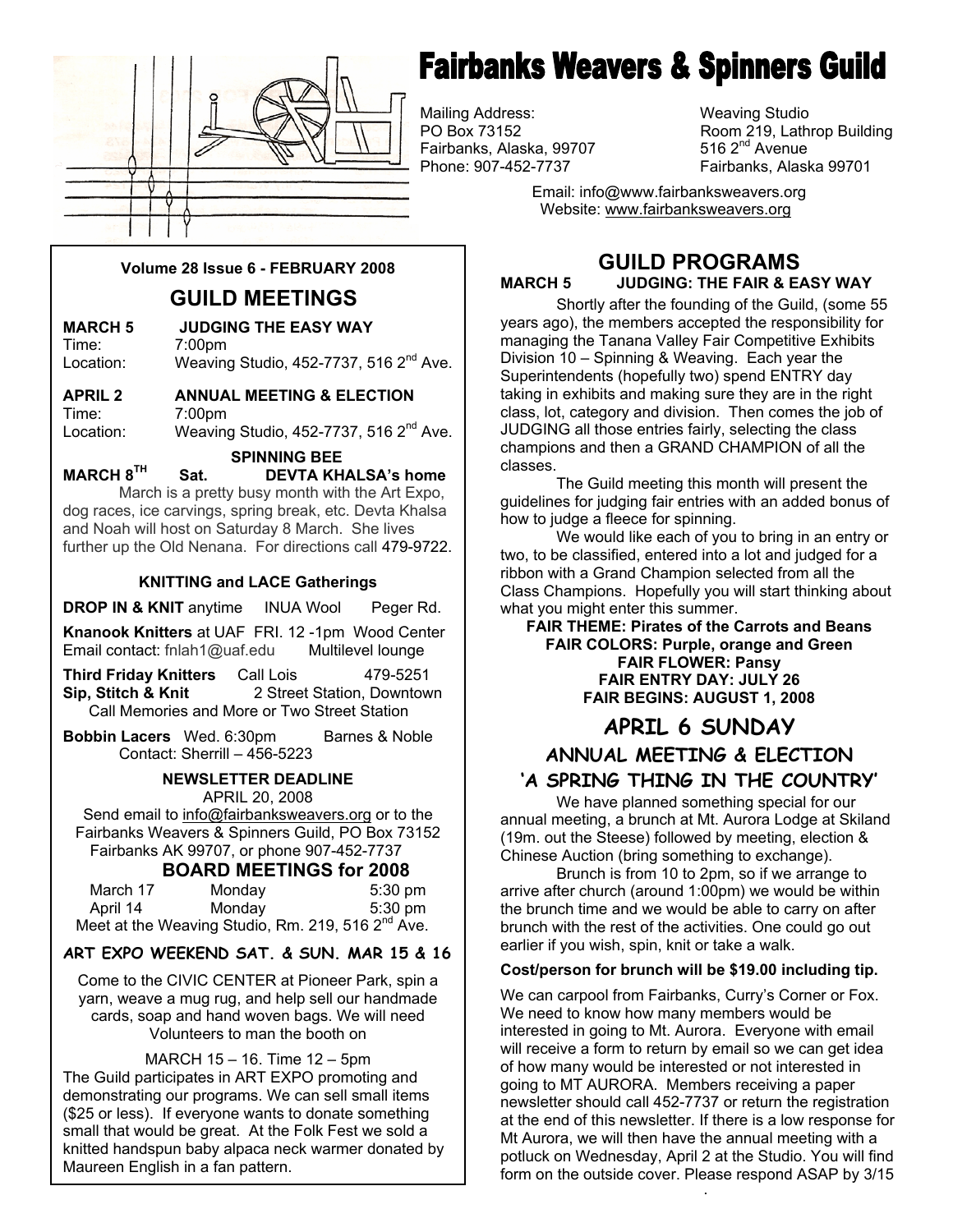# Fairbanks Weavers & Spinners Guild

Mailing Address:
PO Box 73152
Fairbanks, Alaska, 99707
Phone: 907-452-7737

Weaving Studio
Room 219, Lathrop Building
516 2nd Avenue
Fairbanks, Alaska 99701

Email: info@www.fairbanksweavers.org
Website: www.fairbanksweavers.org

**Volume 28 Issue 6 - FEBRUARY 2008**

## GUILD MEETINGS

**MARCH 5 JUDGING THE EASY WAY**
Time: 7:00pm
Location: Weaving Studio, 452-7737, 516 2nd Ave.

**APRIL 2 ANNUAL MEETING & ELECTION**
Time: 7:00pm
Location: Weaving Studio, 452-7737, 516 2nd Ave.

**SPINNING BEE**
**MARCH 8TH Sat. DEVTA KHALSA's home**

March is a pretty busy month with the Art Expo, dog races, ice carvings, spring break, etc. Devta Khalsa and Noah will host on Saturday 8 March. She lives further up the Old Nenana. For directions call 479-9722.

**KNITTING and LACE Gatherings**

**DROP IN & KNIT** anytime INUA Wool Peger Rd.

**Knanook Knitters** at UAF FRI. 12 -1pm Wood Center
Email contact: fnlah1@uaf.edu Multilevel lounge

**Third Friday Knitters** Call Lois 479-5251
**Sip, Stitch & Knit** 2 Street Station, Downtown
Call Memories and More or Two Street Station

**Bobbin Lacers** Wed. 6:30pm Barnes & Noble
Contact: Sherrill – 456-5223

**NEWSLETTER DEADLINE**
APRIL 20, 2008

Send email to info@fairbanksweavers.org or to the Fairbanks Weavers & Spinners Guild, PO Box 73152 Fairbanks AK 99707, or phone 907-452-7737

**BOARD MEETINGS for 2008**

| | | |
|---|---|---|
| March 17 | Monday | 5:30 pm |
| April 14 | Monday | 5:30 pm |

Meet at the Weaving Studio, Rm. 219, 516 2nd Ave.

**ART EXPO WEEKEND SAT. & SUN. MAR 15 & 16**

Come to the CIVIC CENTER at Pioneer Park, spin a yarn, weave a mug rug, and help sell our handmade cards, soap and hand woven bags. We will need Volunteers to man the booth on

MARCH 15 – 16. Time 12 – 5pm

The Guild participates in ART EXPO promoting and demonstrating our programs. We can sell small items ($25 or less). If everyone wants to donate something small that would be great. At the Folk Fest we sold a knitted handspun baby alpaca neck warmer donated by Maureen English in a fan pattern.

## GUILD PROGRAMS

**MARCH 5 JUDGING: THE FAIR & EASY WAY**

Shortly after the founding of the Guild, (some 55 years ago), the members accepted the responsibility for managing the Tanana Valley Fair Competitive Exhibits Division 10 – Spinning & Weaving. Each year the Superintendents (hopefully two) spend ENTRY day taking in exhibits and making sure they are in the right class, lot, category and division. Then comes the job of JUDGING all those entries fairly, selecting the class champions and then a GRAND CHAMPION of all the classes.

The Guild meeting this month will present the guidelines for judging fair entries with an added bonus of how to judge a fleece for spinning.

We would like each of you to bring in an entry or two, to be classified, entered into a lot and judged for a ribbon with a Grand Champion selected from all the Class Champions. Hopefully you will start thinking about what you might enter this summer.

**FAIR THEME: Pirates of the Carrots and Beans**
**FAIR COLORS: Purple, orange and Green**
**FAIR FLOWER: Pansy**
**FAIR ENTRY DAY: JULY 26**
**FAIR BEGINS: AUGUST 1, 2008**

## APRIL 6 SUNDAY

### ANNUAL MEETING & ELECTION

### 'A SPRING THING IN THE COUNTRY'

We have planned something special for our annual meeting, a brunch at Mt. Aurora Lodge at Skiland (19m. out the Steese) followed by meeting, election & Chinese Auction (bring something to exchange).

Brunch is from 10 to 2pm, so if we arrange to arrive after church (around 1:00pm) we would be within the brunch time and we would be able to carry on after brunch with the rest of the activities. One could go out earlier if you wish, spin, knit or take a walk.

**Cost/person for brunch will be $19.00 including tip.**

We can carpool from Fairbanks, Curry's Corner or Fox. We need to know how many members would be interested in going to Mt. Aurora. Everyone with email will receive a form to return by email so we can get idea of how many would be interested or not interested in going to MT AURORA. Members receiving a paper newsletter should call 452-7737 or return the registration at the end of this newsletter. If there is a low response for Mt Aurora, we will then have the annual meeting with a potluck on Wednesday, April 2 at the Studio. You will find form on the outside cover. Please respond ASAP by 3/15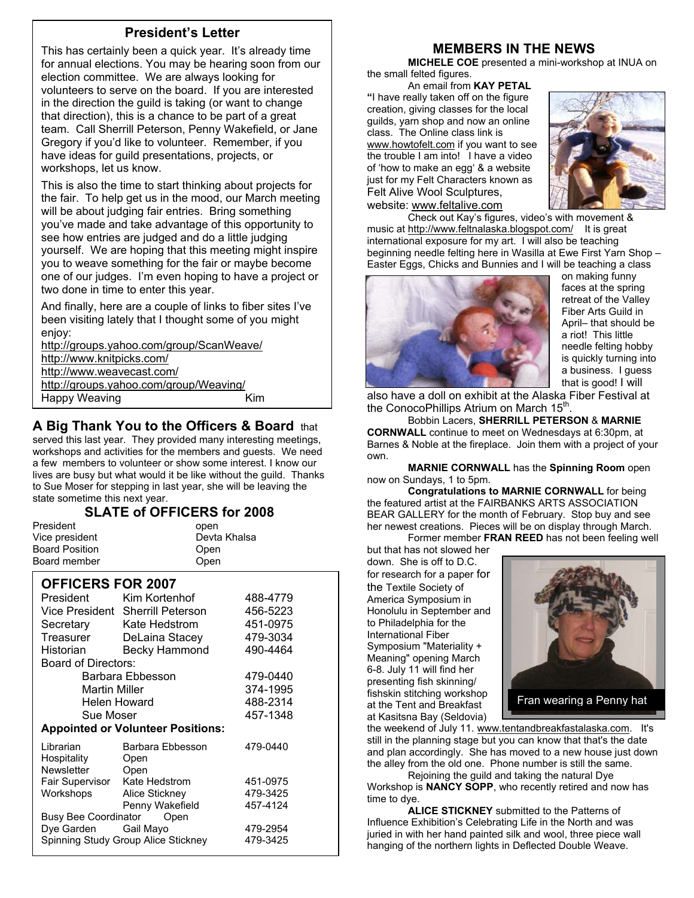## President's Letter

This has certainly been a quick year. It's already time for annual elections. You may be hearing soon from our election committee. We are always looking for volunteers to serve on the board. If you are interested in the direction the guild is taking (or want to change that direction), this is a chance to be part of a great team. Call Sherrill Peterson, Penny Wakefield, or Jane Gregory if you'd like to volunteer. Remember, if you have ideas for guild presentations, projects, or workshops, let us know.

This is also the time to start thinking about projects for the fair. To help get us in the mood, our March meeting will be about judging fair entries. Bring something you've made and take advantage of this opportunity to see how entries are judged and do a little judging yourself. We are hoping that this meeting might inspire you to weave something for the fair or maybe become one of our judges. I'm even hoping to have a project or two done in time to enter this year.

And finally, here are a couple of links to fiber sites I've been visiting lately that I thought some of you might enjoy:

http://groups.yahoo.com/group/ScanWeave/
http://www.knitpicks.com/
http://www.weavecast.com/
http://groups.yahoo.com/group/Weaving/

Happy Weaving — Kim

**A Big Thank You to the Officers & Board** that served this last year. They provided many interesting meetings, workshops and activities for the members and guests. We need a few members to volunteer or show some interest. I know our lives are busy but what would it be like without the guild. Thanks to Sue Moser for stepping in last year, she will be leaving the state sometime this next year.

## SLATE of OFFICERS for 2008

| | |
|---|---|
| President | open |
| Vice president | Devta Khalsa |
| Board Position | Open |
| Board member | Open |

## OFFICERS FOR 2007

| | | |
|---|---|---|
| President | Kim Kortenhof | 488-4779 |
| Vice President | Sherrill Peterson | 456-5223 |
| Secretary | Kate Hedstrom | 451-0975 |
| Treasurer | DeLaina Stacey | 479-3034 |
| Historian | Becky Hammond | 490-4464 |
| Board of Directors: | | |
| | Barbara Ebbesson | 479-0440 |
| | Martin Miller | 374-1995 |
| | Helen Howard | 488-2314 |
| | Sue Moser | 457-1348 |

**Appointed or Volunteer Positions:**

| | | |
|---|---|---|
| Librarian | Barbara Ebbesson | 479-0440 |
| Hospitality | Open | |
| Newsletter | Open | |
| Fair Supervisor | Kate Hedstrom | 451-0975 |
| Workshops | Alice Stickney | 479-3425 |
| | Penny Wakefield | 457-4124 |
| Busy Bee Coordinator | Open | |
| Dye Garden | Gail Mayo | 479-2954 |
| Spinning Study Group | Alice Stickney | 479-3425 |

## MEMBERS IN THE NEWS

**MICHELE COE** presented a mini-workshop at INUA on the small felted figures.

An email from **KAY PETAL** "I have really taken off on the figure creation, giving classes for the local guilds, yarn shop and now an online class. The Online class link is www.howtofelt.com if you want to see the trouble I am into! I have a video of 'how to make an egg' & a website just for my Felt Characters known as Felt Alive Wool Sculptures, website: www.feltalive.com

Check out Kay's figures, video's with movement & music at http://www.feltnalaska.blogspot.com/ It is great international exposure for my art. I will also be teaching beginning needle felting here in Wasilla at Ewe First Yarn Shop – Easter Eggs, Chicks and Bunnies and I will be teaching a class on making funny faces at the spring retreat of the Valley Fiber Arts Guild in April– that should be a riot! This little needle felting hobby is quickly turning into a business. I guess that is good! I will also have a doll on exhibit at the Alaska Fiber Festival at the ConocoPhillips Atrium on March 15th.

Bobbin Lacers, **SHERRILL PETERSON** & **MARNIE CORNWALL** continue to meet on Wednesdays at 6:30pm, at Barnes & Noble at the fireplace. Join them with a project of your own.

**MARNIE CORNWALL** has the **Spinning Room** open now on Sundays, 1 to 5pm.

**Congratulations to MARNIE CORNWALL** for being the featured artist at the FAIRBANKS ARTS ASSOCIATION BEAR GALLERY for the month of February. Stop buy and see her newest creations. Pieces will be on display through March.

Former member **FRAN REED** has not been feeling well but that has not slowed her down. She is off to D.C. for research for a paper for the Textile Society of America Symposium in Honolulu in September and to Philadelphia for the International Fiber Symposium "Materiality + Meaning" opening March 6-8. July 11 will find her presenting fish skinning/ fishskin stitching workshop at the Tent and Breakfast at Kasitsna Bay (Seldovia) the weekend of July 11. www.tentandbreakfastalaska.com. It's still in the planning stage but you can know that that's the date and plan accordingly. She has moved to a new house just down the alley from the old one. Phone number is still the same.

Fran wearing a Penny hat

Rejoining the guild and taking the natural Dye Workshop is **NANCY SOPP**, who recently retired and now has time to dye.

**ALICE STICKNEY** submitted to the Patterns of Influence Exhibition's Celebrating Life in the North and was juried in with her hand painted silk and wool, three piece wall hanging of the northern lights in Deflected Double Weave.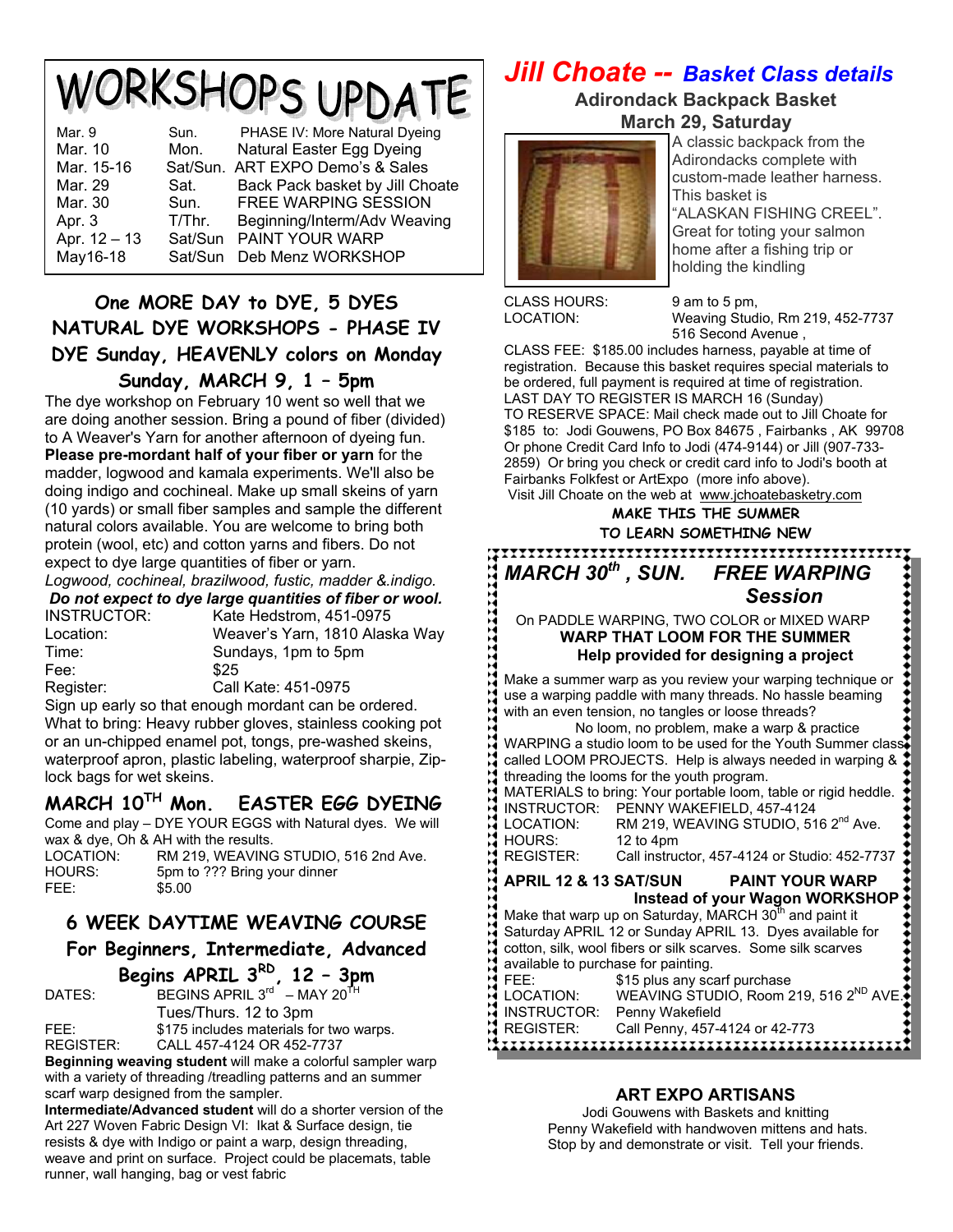# WORKSHOPS UPDATE

| | | |
|---|---|---|
| Mar. 9 | Sun. | PHASE IV: More Natural Dyeing |
| Mar. 10 | Mon. | Natural Easter Egg Dyeing |
| Mar. 15-16 | Sat/Sun. | ART EXPO Demo's & Sales |
| Mar. 29 | Sat. | Back Pack basket by Jill Choate |
| Mar. 30 | Sun. | FREE WARPING SESSION |
| Apr. 3 | T/Thr. | Beginning/Interm/Adv Weaving |
| Apr. 12 – 13 | Sat/Sun | PAINT YOUR WARP |
| May16-18 | Sat/Sun | Deb Menz WORKSHOP |

## One MORE DAY to DYE, 5 DYES
## NATURAL DYE WORKSHOPS - PHASE IV
## DYE Sunday, HEAVENLY colors on Monday
## Sunday, MARCH 9, 1 – 5pm

The dye workshop on February 10 went so well that we are doing another session. Bring a pound of fiber (divided) to A Weaver's Yarn for another afternoon of dyeing fun. **Please pre-mordant half of your fiber or yarn** for the madder, logwood and kamala experiments. We'll also be doing indigo and cochineal. Make up small skeins of yarn (10 yards) or small fiber samples and sample the different natural colors available. You are welcome to bring both protein (wool, etc) and cotton yarns and fibers. Do not expect to dye large quantities of fiber or yarn.

*Logwood, cochineal, brazilwood, fustic, madder &.indigo.*

***Do not expect to dye large quantities of fiber or wool.***

| | |
|---|---|
| INSTRUCTOR: | Kate Hedstrom, 451-0975 |
| Location: | Weaver's Yarn, 1810 Alaska Way |
| Time: | Sundays, 1pm to 5pm |
| Fee: | $25 |
| Register: | Call Kate: 451-0975 |

Sign up early so that enough mordant can be ordered.

What to bring: Heavy rubber gloves, stainless cooking pot or an un-chipped enamel pot, tongs, pre-washed skeins, waterproof apron, plastic labeling, waterproof sharpie, Zip-lock bags for wet skeins.

## MARCH 10TH Mon. EASTER EGG DYEING

Come and play – DYE YOUR EGGS with Natural dyes. We will wax & dye, Oh & AH with the results.

| | |
|---|---|
| LOCATION: | RM 219, WEAVING STUDIO, 516 2nd Ave. |
| HOURS: | 5pm to ??? Bring your dinner |
| FEE: | $5.00 |

## 6 WEEK DAYTIME WEAVING COURSE
## For Beginners, Intermediate, Advanced
## Begins APRIL 3RD, 12 – 3pm

| | |
|---|---|
| DATES: | BEGINS APRIL 3rd – MAY 20TH Tues/Thurs. 12 to 3pm |
| FEE: | $175 includes materials for two warps. |
| REGISTER: | CALL 457-4124 OR 452-7737 |

**Beginning weaving student** will make a colorful sampler warp with a variety of threading /treadling patterns and an summer scarf warp designed from the sampler.

**Intermediate/Advanced student** will do a shorter version of the Art 227 Woven Fabric Design VI: Ikat & Surface design, tie resists & dye with Indigo or paint a warp, design threading, weave and print on surface. Project could be placemats, table runner, wall hanging, bag or vest fabric

# *Jill Choate -- Basket Class details*

### Adirondack Backpack Basket
### March 29, Saturday

A classic backpack from the Adirondacks complete with custom-made leather harness. This basket is "ALASKAN FISHING CREEL". Great for toting your salmon home after a fishing trip or holding the kindling

| | |
|---|---|
| CLASS HOURS: | 9 am to 5 pm, |
| LOCATION: | Weaving Studio, Rm 219, 452-7737 516 Second Avenue , |

CLASS FEE: $185.00 includes harness, payable at time of registration. Because this basket requires special materials to be ordered, full payment is required at time of registration.

LAST DAY TO REGISTER IS MARCH 16 (Sunday)

TO RESERVE SPACE: Mail check made out to Jill Choate for $185 to: Jodi Gouwens, PO Box 84675 , Fairbanks , AK 99708 Or phone Credit Card Info to Jodi (474-9144) or Jill (907-733-2859) Or bring you check or credit card info to Jodi's booth at Fairbanks Folkfest or ArtExpo (more info above).

Visit Jill Choate on the web at www.jchoatebasketry.com

**MAKE THIS THE SUMMER**
**TO LEARN SOMETHING NEW**

## *MARCH 30th , SUN. FREE WARPING Session*

On PADDLE WARPING, TWO COLOR or MIXED WARP
**WARP THAT LOOM FOR THE SUMMER**
**Help provided for designing a project**

Make a summer warp as you review your warping technique or use a warping paddle with many threads. No hassle beaming with an even tension, no tangles or loose threads?

No loom, no problem, make a warp & practice

WARPING a studio loom to be used for the Youth Summer class called LOOM PROJECTS. Help is always needed in warping & threading the looms for the youth program.

MATERIALS to bring: Your portable loom, table or rigid heddle.

| | |
|---|---|
| INSTRUCTOR: | PENNY WAKEFIELD, 457-4124 |
| LOCATION: | RM 219, WEAVING STUDIO, 516 2nd Ave. |
| HOURS: | 12 to 4pm |
| REGISTER: | Call instructor, 457-4124 or Studio: 452-7737 |

## APRIL 12 & 13 SAT/SUN PAINT YOUR WARP
### Instead of your Wagon WORKSHOP

Make that warp up on Saturday, MARCH 30th and paint it Saturday APRIL 12 or Sunday APRIL 13. Dyes available for cotton, silk, wool fibers or silk scarves. Some silk scarves available to purchase for painting.

| | |
|---|---|
| FEE: | $15 plus any scarf purchase |
| LOCATION: | WEAVING STUDIO, Room 219, 516 2ND AVE. |
| INSTRUCTOR: | Penny Wakefield |
| REGISTER: | Call Penny, 457-4124 or 42-773 |

## ART EXPO ARTISANS

Jodi Gouwens with Baskets and knitting
Penny Wakefield with handwoven mittens and hats.
Stop by and demonstrate or visit. Tell your friends.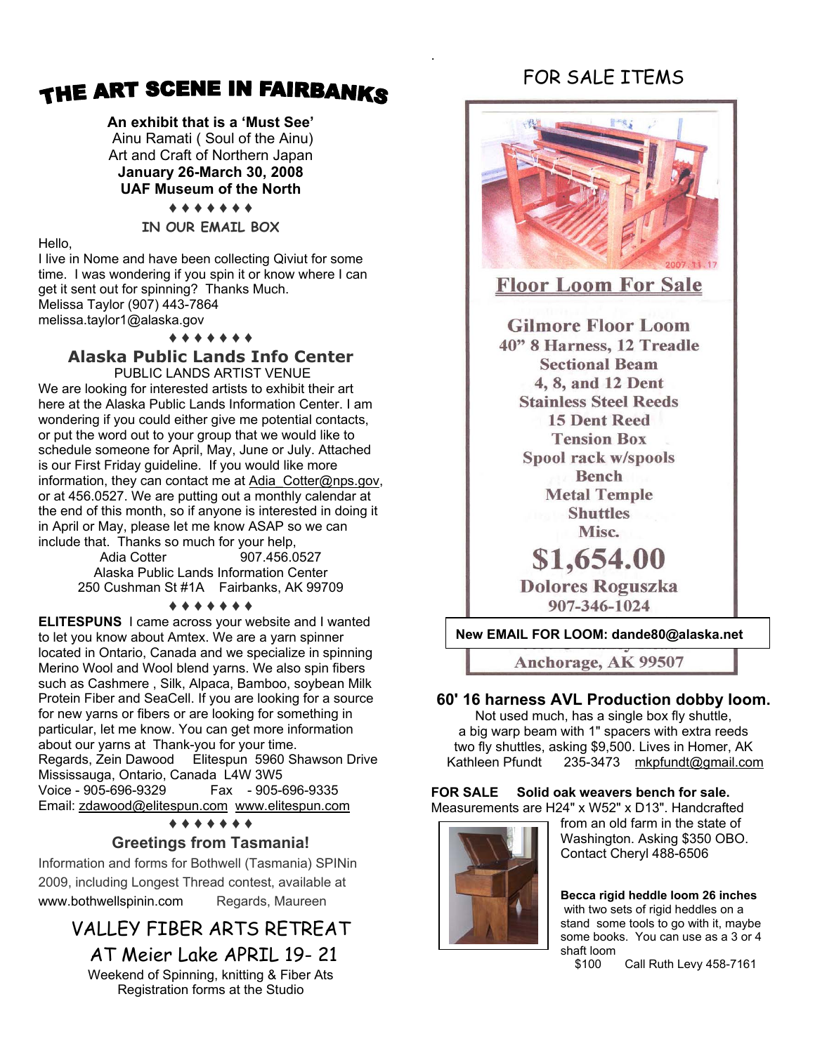# THE ART SCENE IN FAIRBANKS

**An exhibit that is a 'Must See'**
Ainu Ramati ( Soul of the Ainu)
Art and Craft of Northern Japan
**January 26-March 30, 2008**
**UAF Museum of the North**

♦ ♦ ♦ ♦ ♦ ♦ ♦

### IN OUR EMAIL BOX

Hello,
I live in Nome and have been collecting Qiviut for some time. I was wondering if you spin it or know where I can get it sent out for spinning? Thanks Much.
Melissa Taylor (907) 443-7864
melissa.taylor1@alaska.gov

♦ ♦ ♦ ♦ ♦ ♦ ♦

## Alaska Public Lands Info Center

PUBLIC LANDS ARTIST VENUE

We are looking for interested artists to exhibit their art here at the Alaska Public Lands Information Center. I am wondering if you could either give me potential contacts, or put the word out to your group that we would like to schedule someone for April, May, June or July. Attached is our First Friday guideline. If you would like more information, they can contact me at Adia_Cotter@nps.gov, or at 456.0527. We are putting out a monthly calendar at the end of this month, so if anyone is interested in doing it in April or May, please let me know ASAP so we can include that. Thanks so much for your help,

Adia Cotter 907.456.0527
Alaska Public Lands Information Center
250 Cushman St #1A Fairbanks, AK 99709

♦ ♦ ♦ ♦ ♦ ♦ ♦

**ELITESPUNS** I came across your website and I wanted to let you know about Amtex. We are a yarn spinner located in Ontario, Canada and we specialize in spinning Merino Wool and Wool blend yarns. We also spin fibers such as Cashmere , Silk, Alpaca, Bamboo, soybean Milk Protein Fiber and SeaCell. If you are looking for a source for new yarns or fibers or are looking for something in particular, let me know. You can get more information about our yarns at Thank-you for your time.
Regards, Zein Dawood Elitespun 5960 Shawson Drive
Mississauga, Ontario, Canada L4W 3W5
Voice - 905-696-9329 Fax - 905-696-9335
Email: zdawood@elitespun.com www.elitespun.com

♦ ♦ ♦ ♦ ♦ ♦ ♦

### Greetings from Tasmania!

Information and forms for Bothwell (Tasmania) SPINin 2009, including Longest Thread contest, available at www.bothwellspinin.com Regards, Maureen

## VALLEY FIBER ARTS RETREAT AT Meier Lake APRIL 19- 21

Weekend of Spinning, knitting & Fiber Ats
Registration forms at the Studio

# FOR SALE ITEMS

## Floor Loom For Sale

**Gilmore Floor Loom**
**40" 8 Harness, 12 Treadle**
**Sectional Beam**
**4, 8, and 12 Dent**
**Stainless Steel Reeds**
**15 Dent Reed**
**Tension Box**
**Spool rack w/spools**
**Bench**
**Metal Temple**
**Shuttles**
**Misc.**

**$1,654.00**

**Dolores Roguszka**
**907-346-1024**

**New EMAIL FOR LOOM: dande80@alaska.net**

Anchorage, AK 99507

### 60' 16 harness AVL Production dobby loom.

Not used much, has a single box fly shuttle, a big warp beam with 1" spacers with extra reeds two fly shuttles, asking $9,500. Lives in Homer, AK
Kathleen Pfundt 235-3473 mkpfundt@gmail.com

**FOR SALE Solid oak weavers bench for sale.**
Measurements are H24" x W52" x D13". Handcrafted from an old farm in the state of Washington. Asking $350 OBO. Contact Cheryl 488-6506

**Becca rigid heddle loom 26 inches** with two sets of rigid heddles on a stand some tools to go with it, maybe some books. You can use as a 3 or 4 shaft loom
$100 Call Ruth Levy 458-7161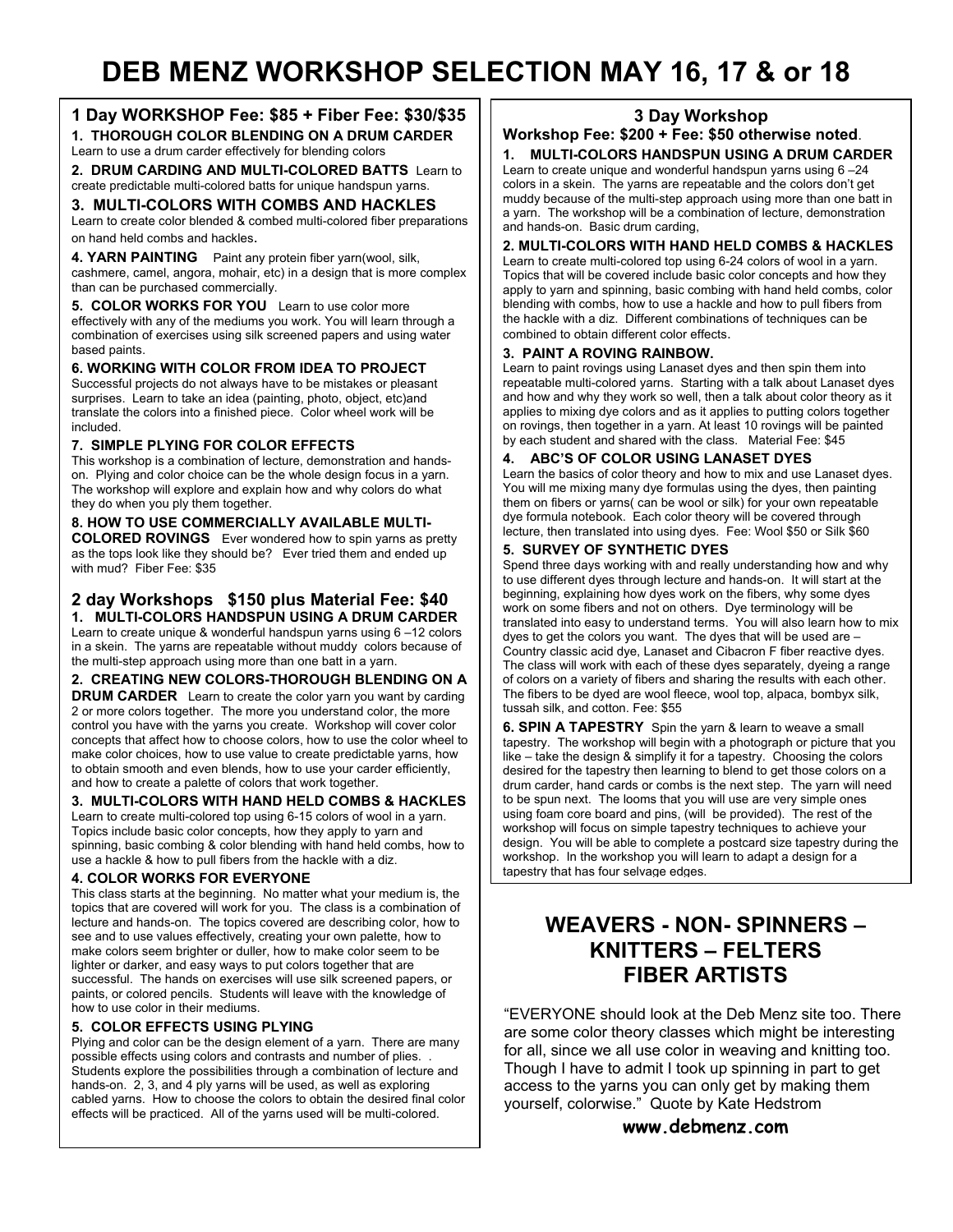# DEB MENZ WORKSHOP SELECTION MAY 16, 17 & or 18

## 1 Day WORKSHOP Fee: $85 + Fiber Fee: $30/$35

**1. THOROUGH COLOR BLENDING ON A DRUM CARDER**
Learn to use a drum carder effectively for blending colors

**2. DRUM CARDING AND MULTI-COLORED BATTS** Learn to create predictable multi-colored batts for unique handspun yarns.

**3. MULTI-COLORS WITH COMBS AND HACKLES**
Learn to create color blended & combed multi-colored fiber preparations on hand held combs and hackles.

**4. YARN PAINTING** Paint any protein fiber yarn(wool, silk, cashmere, camel, angora, mohair, etc) in a design that is more complex than can be purchased commercially.

**5. COLOR WORKS FOR YOU** Learn to use color more effectively with any of the mediums you work. You will learn through a combination of exercises using silk screened papers and using water based paints.

**6. WORKING WITH COLOR FROM IDEA TO PROJECT**
Successful projects do not always have to be mistakes or pleasant surprises. Learn to take an idea (painting, photo, object, etc)and translate the colors into a finished piece. Color wheel work will be included.

**7. SIMPLE PLYING FOR COLOR EFFECTS**
This workshop is a combination of lecture, demonstration and hands-on. Plying and color choice can be the whole design focus in a yarn. The workshop will explore and explain how and why colors do what they do when you ply them together.

**8. HOW TO USE COMMERCIALLY AVAILABLE MULTI-COLORED ROVINGS** Ever wondered how to spin yarns as pretty as the tops look like they should be? Ever tried them and ended up with mud? Fiber Fee: $35

## 2 day Workshops $150 plus Material Fee: $40

**1. MULTI-COLORS HANDSPUN USING A DRUM CARDER**
Learn to create unique & wonderful handspun yarns using 6 –12 colors in a skein. The yarns are repeatable without muddy colors because of the multi-step approach using more than one batt in a yarn.

**2. CREATING NEW COLORS-THOROUGH BLENDING ON A DRUM CARDER** Learn to create the color yarn you want by carding 2 or more colors together. The more you understand color, the more control you have with the yarns you create. Workshop will cover color concepts that affect how to choose colors, how to use the color wheel to make color choices, how to use value to create predictable yarns, how to obtain smooth and even blends, how to use your carder efficiently, and how to create a palette of colors that work together.

**3. MULTI-COLORS WITH HAND HELD COMBS & HACKLES**
Learn to create multi-colored top using 6-15 colors of wool in a yarn. Topics include basic color concepts, how they apply to yarn and spinning, basic combing & color blending with hand held combs, how to use a hackle & how to pull fibers from the hackle with a diz.

**4. COLOR WORKS FOR EVERYONE**
This class starts at the beginning. No matter what your medium is, the topics that are covered will work for you. The class is a combination of lecture and hands-on. The topics covered are describing color, how to see and to use values effectively, creating your own palette, how to make colors seem brighter or duller, how to make color seem to be lighter or darker, and easy ways to put colors together that are successful. The hands on exercises will use silk screened papers, or paints, or colored pencils. Students will leave with the knowledge of how to use color in their mediums.

**5. COLOR EFFECTS USING PLYING**
Plying and color can be the design element of a yarn. There are many possible effects using colors and contrasts and number of plies. . Students explore the possibilities through a combination of lecture and hands-on. 2, 3, and 4 ply yarns will be used, as well as exploring cabled yarns. How to choose the colors to obtain the desired final color effects will be practiced. All of the yarns used will be multi-colored.

## 3 Day Workshop

**Workshop Fee: $200 + Fee: $50 otherwise noted.**

**1. MULTI-COLORS HANDSPUN USING A DRUM CARDER**
Learn to create unique and wonderful handspun yarns using 6 –24 colors in a skein. The yarns are repeatable and the colors don't get muddy because of the multi-step approach using more than one batt in a yarn. The workshop will be a combination of lecture, demonstration and hands-on. Basic drum carding,

**2. MULTI-COLORS WITH HAND HELD COMBS & HACKLES**
Learn to create multi-colored top using 6-24 colors of wool in a yarn. Topics that will be covered include basic color concepts and how they apply to yarn and spinning, basic combing with hand held combs, color blending with combs, how to use a hackle and how to pull fibers from the hackle with a diz. Different combinations of techniques can be combined to obtain different color effects.

**3. PAINT A ROVING RAINBOW.**
Learn to paint rovings using Lanaset dyes and then spin them into repeatable multi-colored yarns. Starting with a talk about Lanaset dyes and how and why they work so well, then a talk about color theory as it applies to mixing dye colors and as it applies to putting colors together on rovings, then together in a yarn. At least 10 rovings will be painted by each student and shared with the class. Material Fee: $45

**4. ABC'S OF COLOR USING LANASET DYES**
Learn the basics of color theory and how to mix and use Lanaset dyes. You will me mixing many dye formulas using the dyes, then painting them on fibers or yarns( can be wool or silk) for your own repeatable dye formula notebook. Each color theory will be covered through lecture, then translated into using dyes. Fee: Wool $50 or Silk $60

**5. SURVEY OF SYNTHETIC DYES**
Spend three days working with and really understanding how and why to use different dyes through lecture and hands-on. It will start at the beginning, explaining how dyes work on the fibers, why some dyes work on some fibers and not on others. Dye terminology will be translated into easy to understand terms. You will also learn how to mix dyes to get the colors you want. The dyes that will be used are – Country classic acid dye, Lanaset and Cibacron F fiber reactive dyes. The class will work with each of these dyes separately, dyeing a range of colors on a variety of fibers and sharing the results with each other. The fibers to be dyed are wool fleece, wool top, alpaca, bombyx silk, tussah silk, and cotton. Fee: $55

**6. SPIN A TAPESTRY** Spin the yarn & learn to weave a small tapestry. The workshop will begin with a photograph or picture that you like – take the design & simplify it for a tapestry. Choosing the colors desired for the tapestry then learning to blend to get those colors on a drum carder, hand cards or combs is the next step. The yarn will need to be spun next. The looms that you will use are very simple ones using foam core board and pins, (will be provided). The rest of the workshop will focus on simple tapestry techniques to achieve your design. You will be able to complete a postcard size tapestry during the workshop. In the workshop you will learn to adapt a design for a tapestry that has four selvage edges.

## WEAVERS - NON- SPINNERS – KNITTERS – FELTERS FIBER ARTISTS

"EVERYONE should look at the Deb Menz site too. There are some color theory classes which might be interesting for all, since we all use color in weaving and knitting too. Though I have to admit I took up spinning in part to get access to the yarns you can only get by making them yourself, colorwise." Quote by Kate Hedstrom

**www.debmenz.com**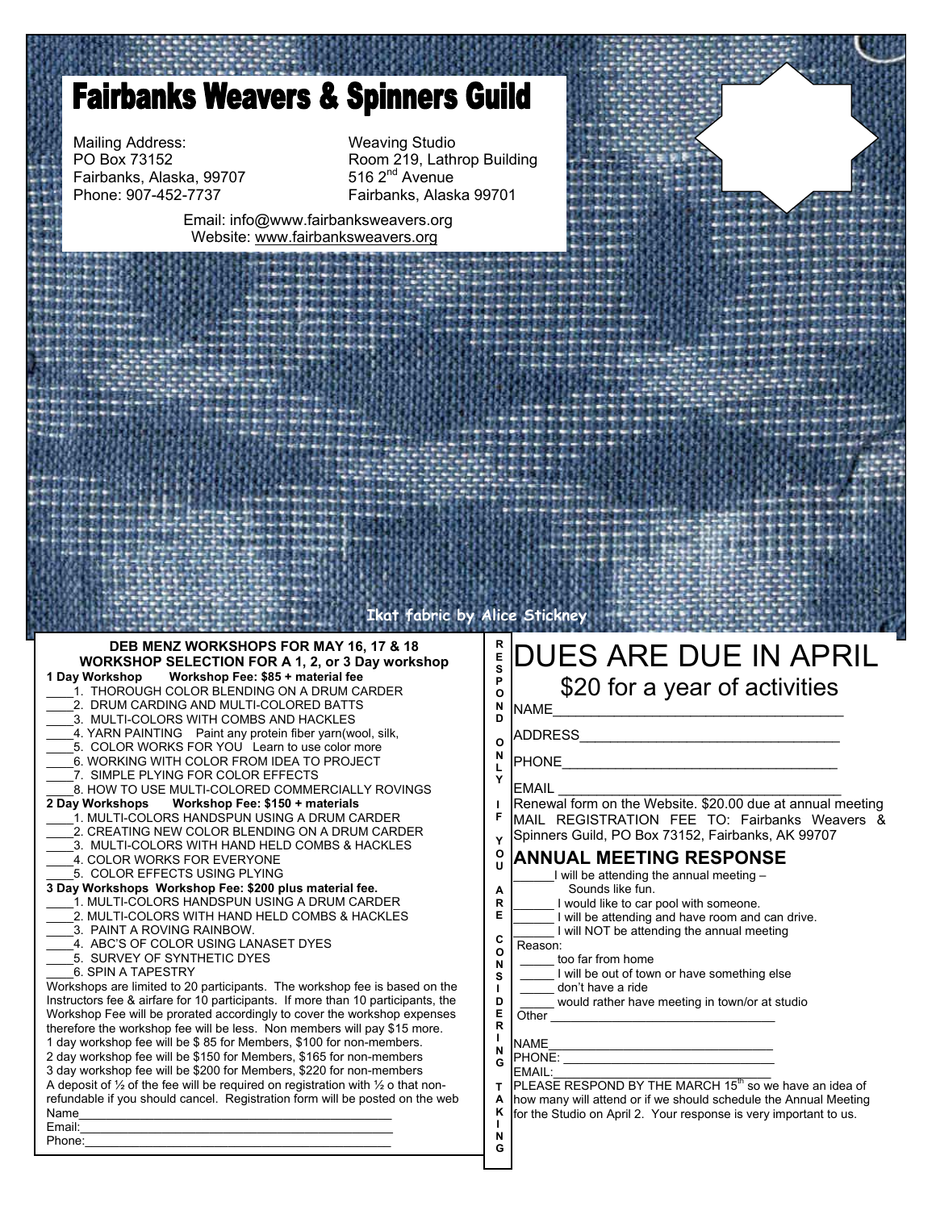# Fairbanks Weavers & Spinners Guild

Mailing Address:
PO Box 73152
Fairbanks, Alaska, 99707
Phone: 907-452-7737

Weaving Studio
Room 219, Lathrop Building
516 2nd Avenue
Fairbanks, Alaska 99701

Email: info@www.fairbanksweavers.org
Website: www.fairbanksweavers.org

Ikat fabric by Alice Stickney

**DEB MENZ WORKSHOPS FOR MAY 16, 17 & 18**
**WORKSHOP SELECTION FOR A 1, 2, or 3 Day workshop**

**1 Day Workshop Workshop Fee: $85 + material fee**

____1. THOROUGH COLOR BLENDING ON A DRUM CARDER
____2. DRUM CARDING AND MULTI-COLORED BATTS
____3. MULTI-COLORS WITH COMBS AND HACKLES
____4. YARN PAINTING Paint any protein fiber yarn(wool, silk,
____5. COLOR WORKS FOR YOU Learn to use color more
____6. WORKING WITH COLOR FROM IDEA TO PROJECT
____7. SIMPLE PLYING FOR COLOR EFFECTS
____8. HOW TO USE MULTI-COLORED COMMERCIALLY ROVINGS

**2 Day Workshops Workshop Fee: $150 + materials**

____1. MULTI-COLORS HANDSPUN USING A DRUM CARDER
____2. CREATING NEW COLOR BLENDING ON A DRUM CARDER
____3. MULTI-COLORS WITH HAND HELD COMBS & HACKLES
____4. COLOR WORKS FOR EVERYONE
____5. COLOR EFFECTS USING PLYING

**3 Day Workshops Workshop Fee: $200 plus material fee.**

____1. MULTI-COLORS HANDSPUN USING A DRUM CARDER
____2. MULTI-COLORS WITH HAND HELD COMBS & HACKLES
____3. PAINT A ROVING RAINBOW.
____4. ABC'S OF COLOR USING LANASET DYES
____5. SURVEY OF SYNTHETIC DYES
____6. SPIN A TAPESTRY

Workshops are limited to 20 participants. The workshop fee is based on the Instructors fee & airfare for 10 participants. If more than 10 participants, the Workshop Fee will be prorated accordingly to cover the workshop expenses therefore the workshop fee will be less. Non members will pay $15 more.
1 day workshop fee will be $ 85 for Members, $100 for non-members.
2 day workshop fee will be $150 for Members, $165 for non-members
3 day workshop fee will be $200 for Members, $220 for non-members
A deposit of ½ of the fee will be required on registration with ½ o that non-refundable if you should cancel. Registration form will be posted on the web

Name_______________________________________________
Email:_______________________________________________
Phone:______________________________________________

RESPOND ONLY IF YOU ARE CONSIDERING TAKING

# DUES ARE DUE IN APRIL

## $20 for a year of activities

NAME___________________________________
ADDRESS________________________________
PHONE__________________________________
EMAIL __________________________________

Renewal form on the Website. $20.00 due at annual meeting MAIL REGISTRATION FEE TO: Fairbanks Weavers & Spinners Guild, PO Box 73152, Fairbanks, AK 99707

## ANNUAL MEETING RESPONSE

______I will be attending the annual meeting – Sounds like fun.
______ I would like to car pool with someone.
______ I will be attending and have room and can drive.
______ I will NOT be attending the annual meeting

Reason:

_____ too far from home
_____ I will be out of town or have something else
_____ don't have a ride
_____ would rather have meeting in town/or at studio

Other ________________________________

NAME________________________________
PHONE: ______________________________
EMAIL:_______________________________

PLEASE RESPOND BY THE MARCH 15th so we have an idea of how many will attend or if we should schedule the Annual Meeting for the Studio on April 2. Your response is very important to us.